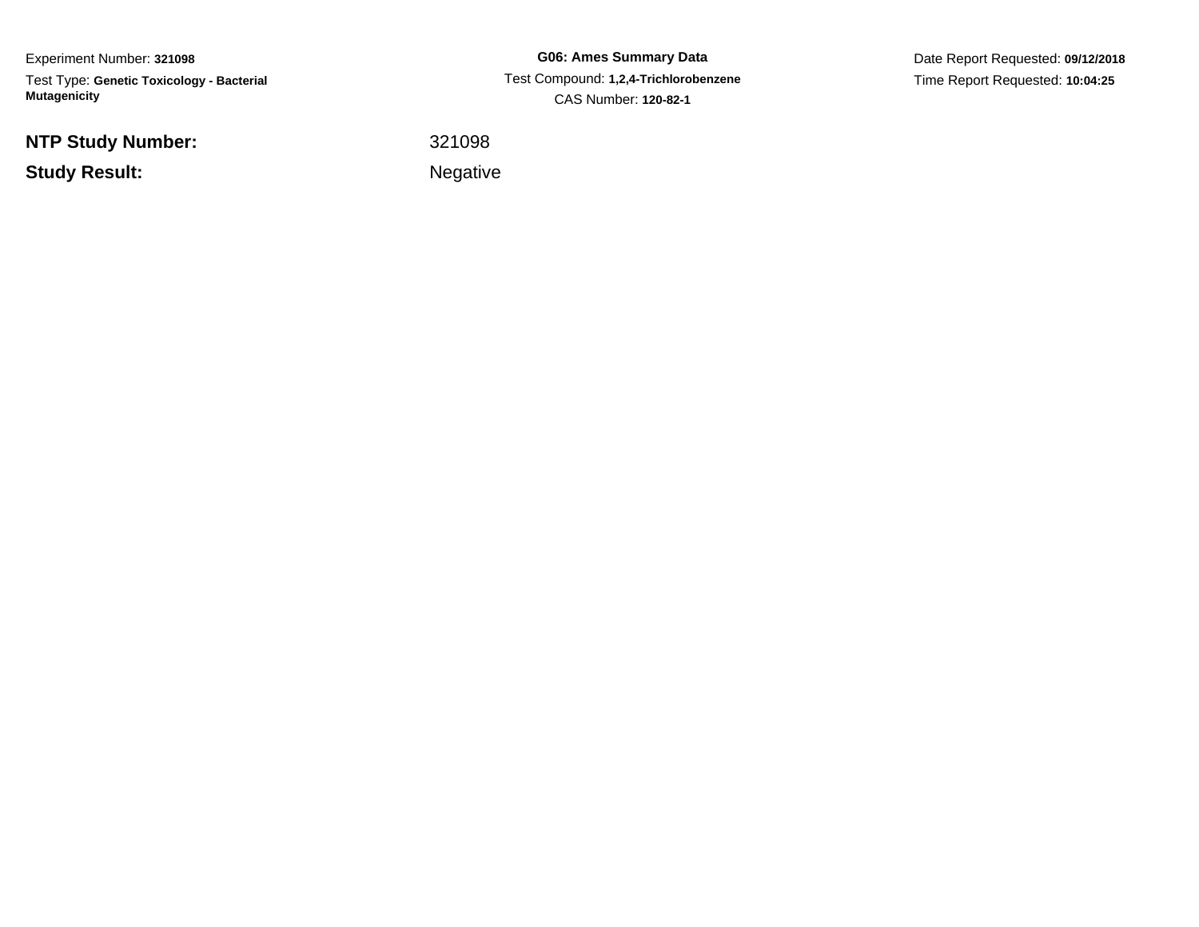Experiment Number: **321098**

Test Type: **Genetic Toxicology - Bacterial Mutagenicity**

**G06: Ames Summary Data**

Test Compound: **1,2,4-Trichlorobenzene**

CAS Number: **120-82-1**

Date Report Requested: **09/12/2018**

Time Report Requested: **10:04:25**

**NTP Study Number:** 321098

**Study Result:** Negative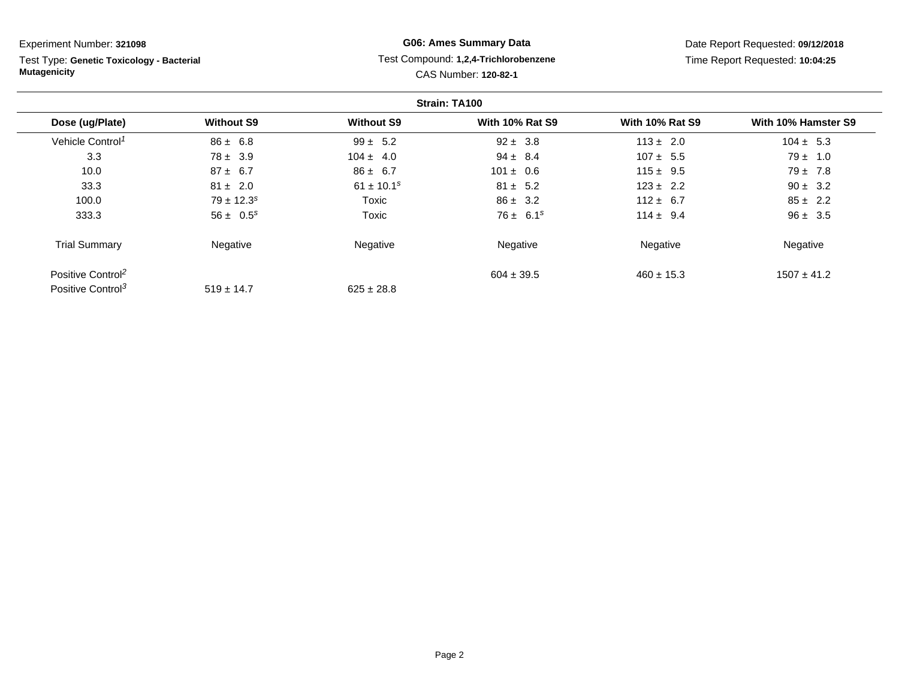Experiment Number: **321098**

Test Type: **Genetic Toxicology - Bacterial Mutagenicity**

**G06: Ames Summary Data**

Test Compound: **1,2,4-Trichlorobenzene**

CAS Number: **120-82-1**

Date Report Requested: **09/12/2018**

Time Report Requested: **10:04:25**

**Strain: TA100**

| Dose (ug/Plate) | Without S9 | Without S9 | With 10% Rat S9 | With 10% Rat S9 | With 10% Hamster S9 |
|---|---|---|---|---|---|
| Vehicle Control[1] | 86 ± 6.8 | 99 ± 5.2 | 92 ± 3.8 | 113 ± 2.0 | 104 ± 5.3 |
| 3.3 | 78 ± 3.9 | 104 ± 4.0 | 94 ± 8.4 | 107 ± 5.5 | 79 ± 1.0 |
| 10.0 | 87 ± 6.7 | 86 ± 6.7 | 101 ± 0.6 | 115 ± 9.5 | 79 ± 7.8 |
| 33.3 | 81 ± 2.0 | 61 ± 10.1[s] | 81 ± 5.2 | 123 ± 2.2 | 90 ± 3.2 |
| 100.0 | 79 ± 12.3[s] | Toxic | 86 ± 3.2 | 112 ± 6.7 | 85 ± 2.2 |
| 333.3 | 56 ± 0.5[s] | Toxic | 76 ± 6.1[s] | 114 ± 9.4 | 96 ± 3.5 |
| Trial Summary | Negative | Negative | Negative | Negative | Negative |
| Positive Control[2] | | | 604 ± 39.5 | 460 ± 15.3 | 1507 ± 41.2 |
| Positive Control[3] | 519 ± 14.7 | 625 ± 28.8 | | | |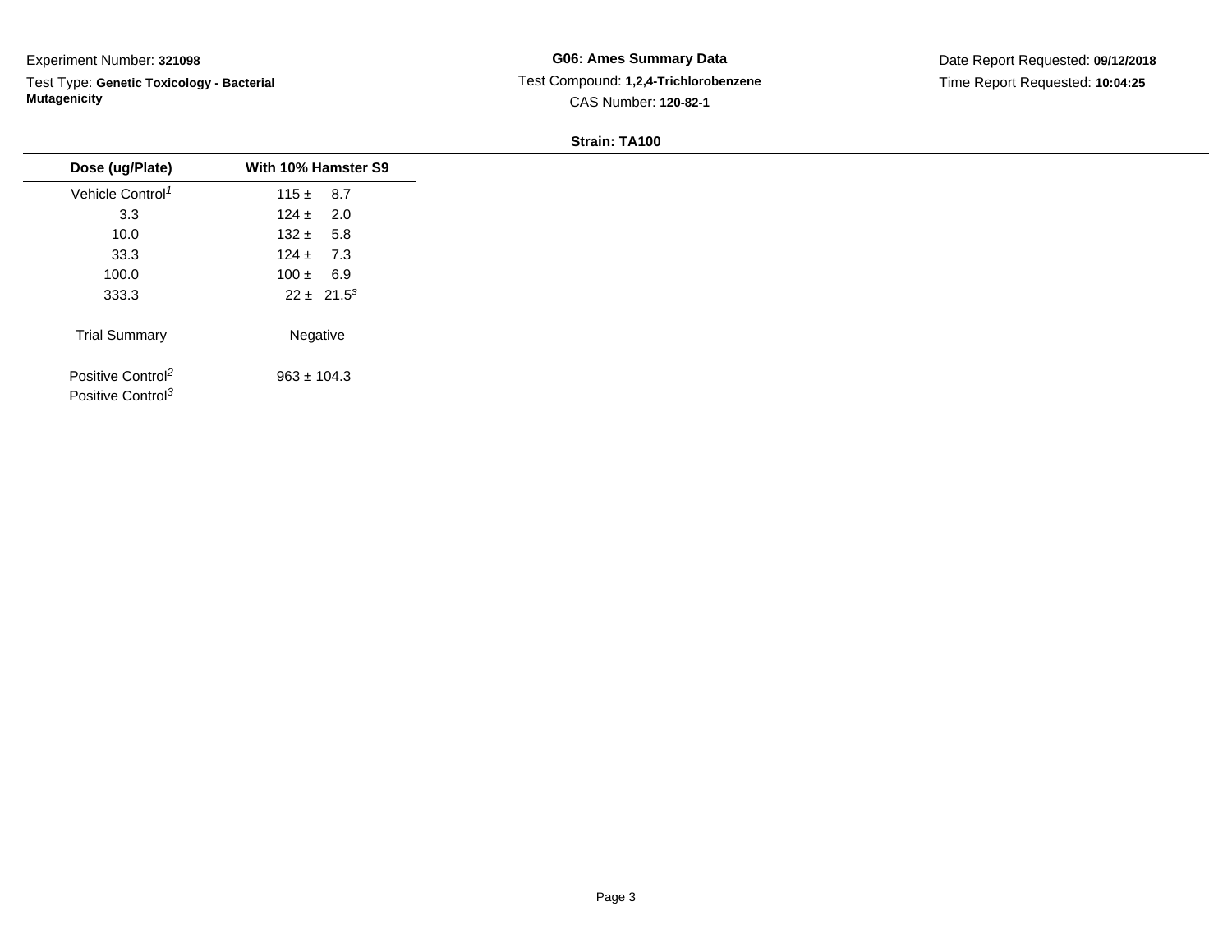Experiment Number: **321098**

Test Type: **Genetic Toxicology - Bacterial Mutagenicity**

**G06: Ames Summary Data**

Test Compound: **1,2,4-Trichlorobenzene**

CAS Number: **120-82-1**

Date Report Requested: **09/12/2018**

Time Report Requested: **10:04:25**

**Strain: TA100**

| Dose (ug/Plate) | With 10% Hamster S9 |
|---|---|
| Vehicle Control[1] | 115 ± 8.7 |
| 3.3 | 124 ± 2.0 |
| 10.0 | 132 ± 5.8 |
| 33.3 | 124 ± 7.3 |
| 100.0 | 100 ± 6.9 |
| 333.3 | 22 ± 21.5[s] |
| Trial Summary | Negative |
| Positive Control[2] | 963 ± 104.3 |
| Positive Control[3] | |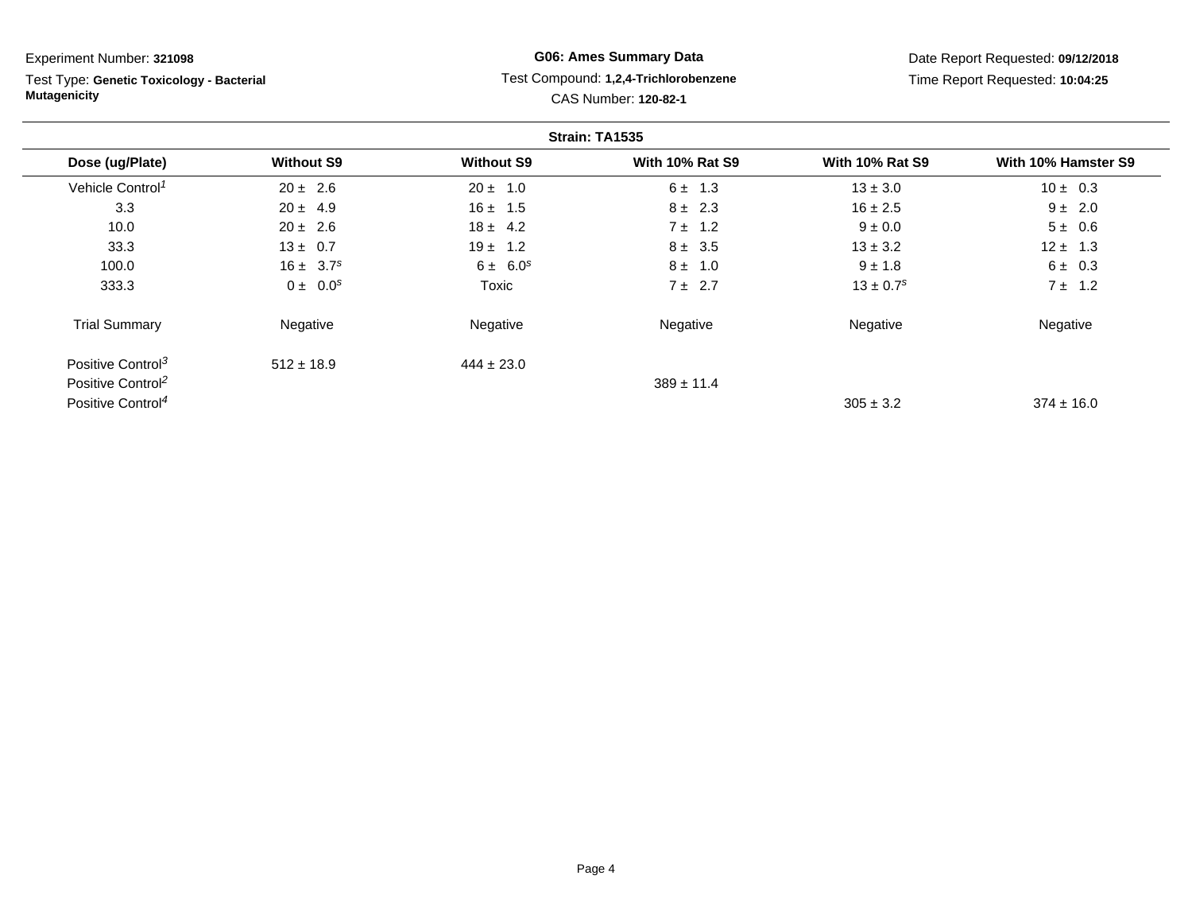Experiment Number: **321098**

Test Type: **Genetic Toxicology - Bacterial Mutagenicity**

**G06: Ames Summary Data**

Test Compound: **1,2,4-Trichlorobenzene**

CAS Number: **120-82-1**

Date Report Requested: **09/12/2018**

Time Report Requested: **10:04:25**

**Strain: TA1535**

| Dose (ug/Plate) | Without S9 | Without S9 | With 10% Rat S9 | With 10% Rat S9 | With 10% Hamster S9 |
|---|---|---|---|---|---|
| Vehicle Control[1] | 20 ± 2.6 | 20 ± 1.0 | 6 ± 1.3 | 13 ± 3.0 | 10 ± 0.3 |
| 3.3 | 20 ± 4.9 | 16 ± 1.5 | 8 ± 2.3 | 16 ± 2.5 | 9 ± 2.0 |
| 10.0 | 20 ± 2.6 | 18 ± 4.2 | 7 ± 1.2 | 9 ± 0.0 | 5 ± 0.6 |
| 33.3 | 13 ± 0.7 | 19 ± 1.2 | 8 ± 3.5 | 13 ± 3.2 | 12 ± 1.3 |
| 100.0 | 16 ± 3.7[s] | 6 ± 6.0[s] | 8 ± 1.0 | 9 ± 1.8 | 6 ± 0.3 |
| 333.3 | 0 ± 0.0[s] | Toxic | 7 ± 2.7 | 13 ± 0.7[s] | 7 ± 1.2 |
| Trial Summary | Negative | Negative | Negative | Negative | Negative |
| Positive Control[3] | 512 ± 18.9 | 444 ± 23.0 | | | |
| Positive Control[2] | | | 389 ± 11.4 | | |
| Positive Control[4] | | | | 305 ± 3.2 | 374 ± 16.0 |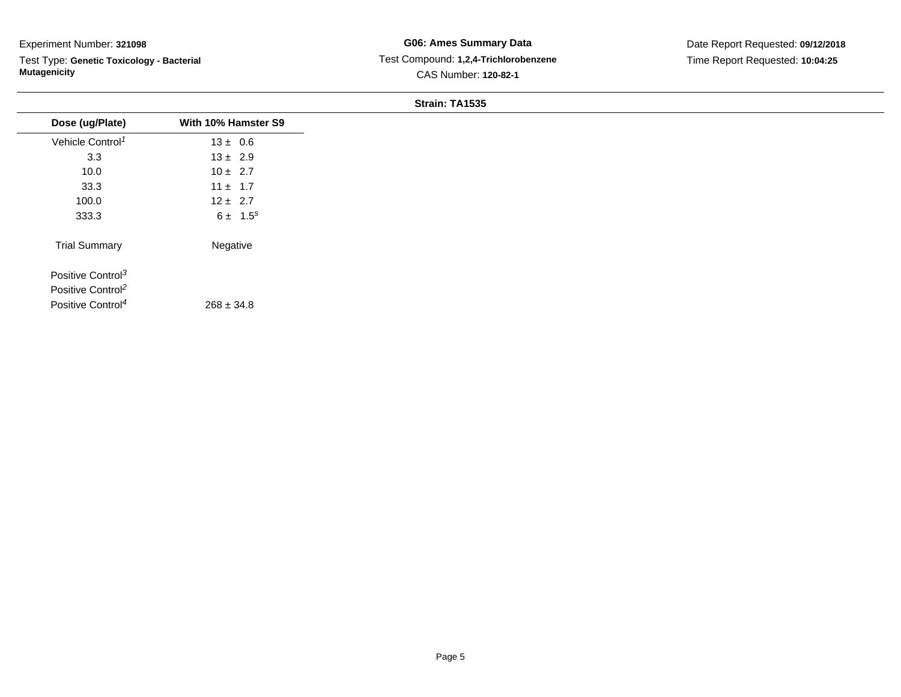Experiment Number: **321098**

Test Type: **Genetic Toxicology - Bacterial Mutagenicity**

**G06: Ames Summary Data**

Test Compound: **1,2,4-Trichlorobenzene**

CAS Number: **120-82-1**

Date Report Requested: **09/12/2018**

Time Report Requested: **10:04:25**

**Strain: TA1535**

| Dose (ug/Plate) | With 10% Hamster S9 |
|---|---|
| Vehicle Control[1] | 13 ± 0.6 |
| 3.3 | 13 ± 2.9 |
| 10.0 | 10 ± 2.7 |
| 33.3 | 11 ± 1.7 |
| 100.0 | 12 ± 2.7 |
| 333.3 | 6 ± 1.5[s] |
| Trial Summary | Negative |
| Positive Control[3] | |
| Positive Control[2] | |
| Positive Control[4] | 268 ± 34.8 |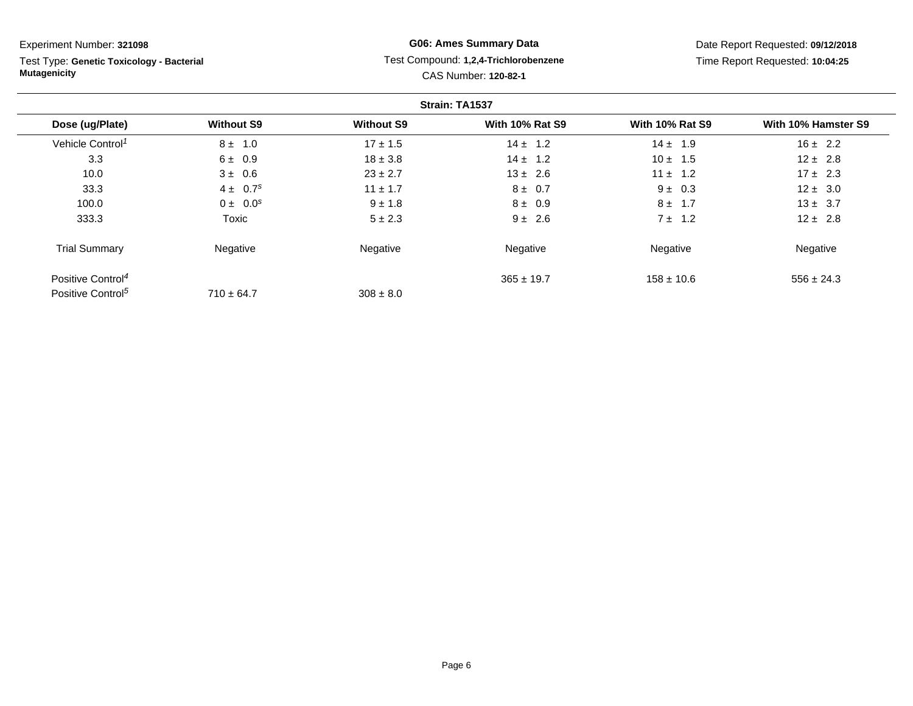Experiment Number: **321098**

Test Type: **Genetic Toxicology - Bacterial Mutagenicity**

**G06: Ames Summary Data**

Test Compound: **1,2,4-Trichlorobenzene**

CAS Number: **120-82-1**

Date Report Requested: **09/12/2018**

Time Report Requested: **10:04:25**

**Strain: TA1537**

| Dose (ug/Plate) | Without S9 | Without S9 | With 10% Rat S9 | With 10% Rat S9 | With 10% Hamster S9 |
|---|---|---|---|---|---|
| Vehicle Control[1] | 8 ± 1.0 | 17 ± 1.5 | 14 ± 1.2 | 14 ± 1.9 | 16 ± 2.2 |
| 3.3 | 6 ± 0.9 | 18 ± 3.8 | 14 ± 1.2 | 10 ± 1.5 | 12 ± 2.8 |
| 10.0 | 3 ± 0.6 | 23 ± 2.7 | 13 ± 2.6 | 11 ± 1.2 | 17 ± 2.3 |
| 33.3 | 4 ± 0.7[s] | 11 ± 1.7 | 8 ± 0.7 | 9 ± 0.3 | 12 ± 3.0 |
| 100.0 | 0 ± 0.0[s] | 9 ± 1.8 | 8 ± 0.9 | 8 ± 1.7 | 13 ± 3.7 |
| 333.3 | Toxic | 5 ± 2.3 | 9 ± 2.6 | 7 ± 1.2 | 12 ± 2.8 |
| Trial Summary | Negative | Negative | Negative | Negative | Negative |
| Positive Control[4] | | | 365 ± 19.7 | 158 ± 10.6 | 556 ± 24.3 |
| Positive Control[5] | 710 ± 64.7 | 308 ± 8.0 | | | |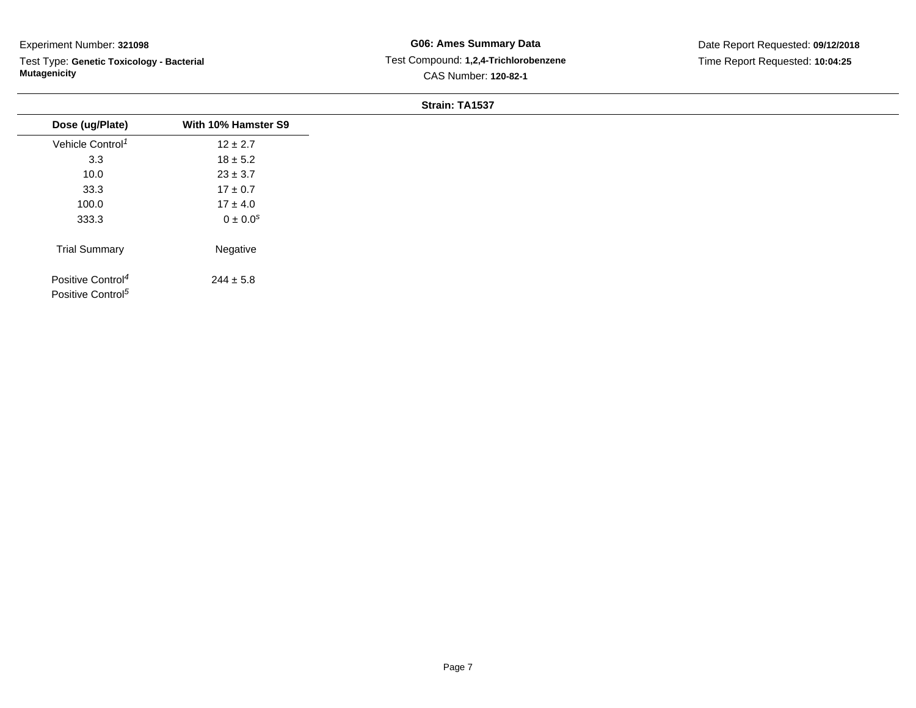Experiment Number: **321098**

Test Type: **Genetic Toxicology - Bacterial Mutagenicity**

**G06: Ames Summary Data**

Test Compound: **1,2,4-Trichlorobenzene**

CAS Number: **120-82-1**

Date Report Requested: **09/12/2018**

Time Report Requested: **10:04:25**

**Strain: TA1537**

| Dose (ug/Plate) | With 10% Hamster S9 |
|---|---|
| Vehicle Control[1] | 12 ± 2.7 |
| 3.3 | 18 ± 5.2 |
| 10.0 | 23 ± 3.7 |
| 33.3 | 17 ± 0.7 |
| 100.0 | 17 ± 4.0 |
| 333.3 | 0 ± 0.0[s] |
| Trial Summary | Negative |
| Positive Control[4] | 244 ± 5.8 |
| Positive Control[5] | |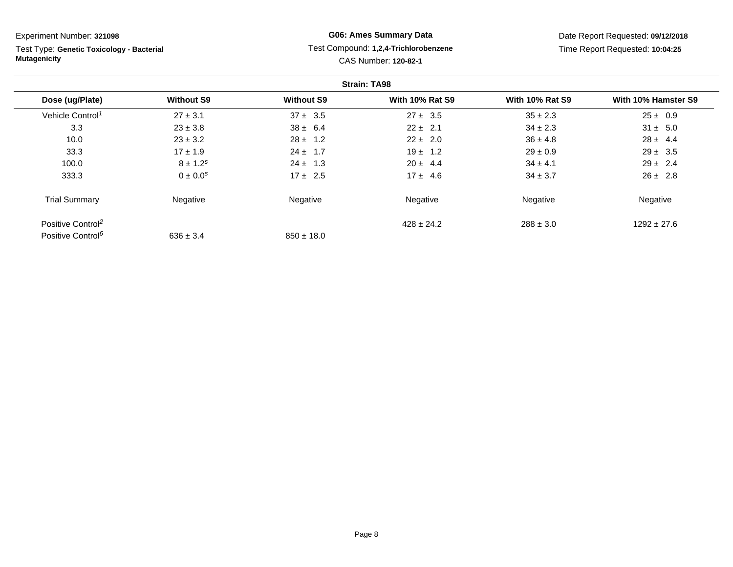Experiment Number: **321098**

Test Type: **Genetic Toxicology - Bacterial Mutagenicity**

**G06: Ames Summary Data**

Test Compound: **1,2,4-Trichlorobenzene**

CAS Number: **120-82-1**

Date Report Requested: **09/12/2018**

Time Report Requested: **10:04:25**

**Strain: TA98**

| Dose (ug/Plate) | Without S9 | Without S9 | With 10% Rat S9 | With 10% Rat S9 | With 10% Hamster S9 |
|---|---|---|---|---|---|
| Vehicle Control[1] | 27 ± 3.1 | 37 ± 3.5 | 27 ± 3.5 | 35 ± 2.3 | 25 ± 0.9 |
| 3.3 | 23 ± 3.8 | 38 ± 6.4 | 22 ± 2.1 | 34 ± 2.3 | 31 ± 5.0 |
| 10.0 | 23 ± 3.2 | 28 ± 1.2 | 22 ± 2.0 | 36 ± 4.8 | 28 ± 4.4 |
| 33.3 | 17 ± 1.9 | 24 ± 1.7 | 19 ± 1.2 | 29 ± 0.9 | 29 ± 3.5 |
| 100.0 | 8 ± 1.2[s] | 24 ± 1.3 | 20 ± 4.4 | 34 ± 4.1 | 29 ± 2.4 |
| 333.3 | 0 ± 0.0[s] | 17 ± 2.5 | 17 ± 4.6 | 34 ± 3.7 | 26 ± 2.8 |
| Trial Summary | Negative | Negative | Negative | Negative | Negative |
| Positive Control[2] | | | 428 ± 24.2 | 288 ± 3.0 | 1292 ± 27.6 |
| Positive Control[6] | 636 ± 3.4 | 850 ± 18.0 | | | |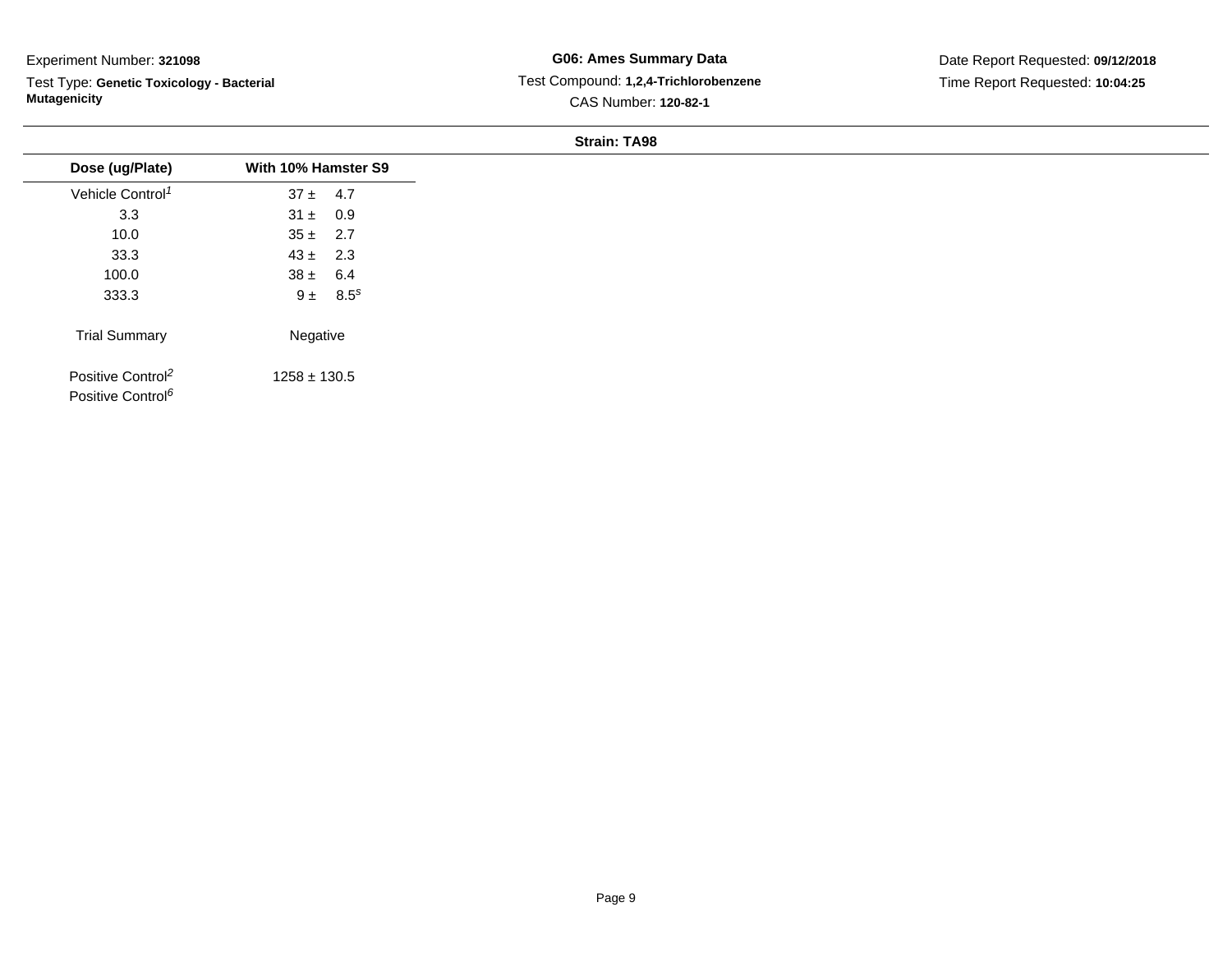Experiment Number: **321098**

Test Type: **Genetic Toxicology - Bacterial Mutagenicity**

**G06: Ames Summary Data**

Test Compound: **1,2,4-Trichlorobenzene**

CAS Number: **120-82-1**

Date Report Requested: **09/12/2018**

Time Report Requested: **10:04:25**

**Strain: TA98**

| Dose (ug/Plate) | With 10% Hamster S9 |
|---|---|
| Vehicle Control[1] | 37 ± 4.7 |
| 3.3 | 31 ± 0.9 |
| 10.0 | 35 ± 2.7 |
| 33.3 | 43 ± 2.3 |
| 100.0 | 38 ± 6.4 |
| 333.3 | 9 ± 8.5[s] |
| Trial Summary | Negative |
| Positive Control[2] | 1258 ± 130.5 |
| Positive Control[6] | |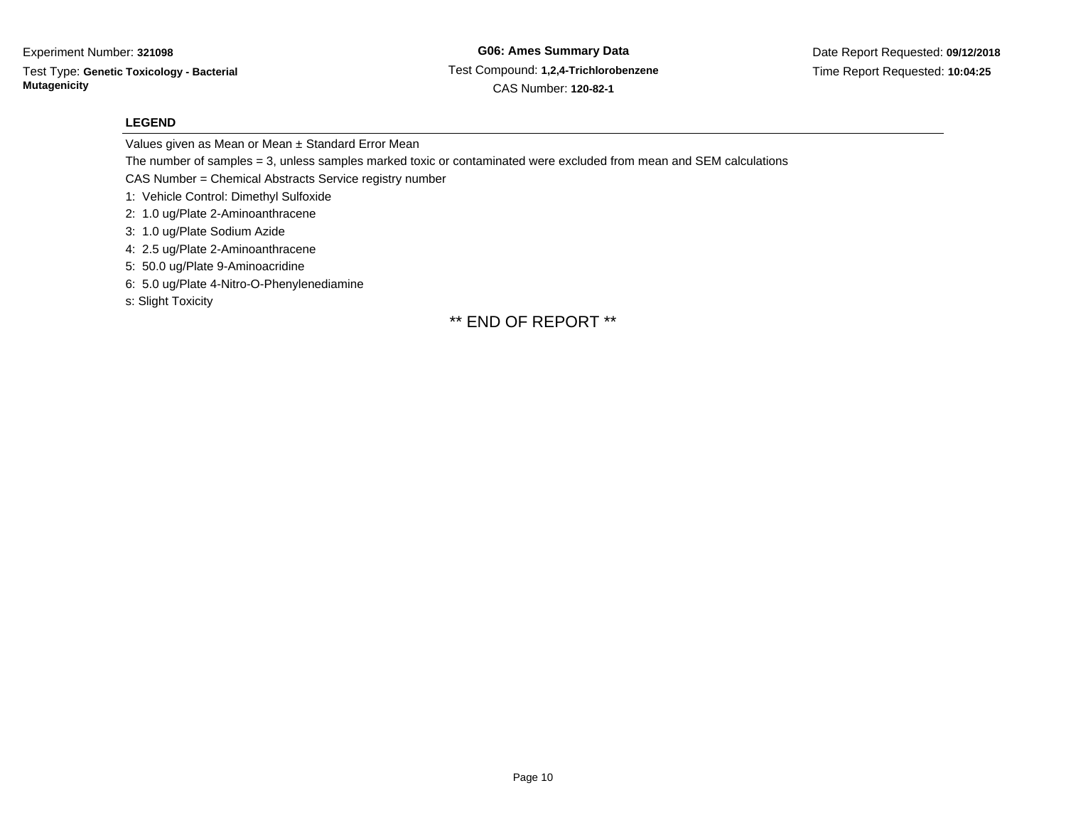Experiment Number: **321098**

Test Type: **Genetic Toxicology - Bacterial Mutagenicity**

**G06: Ames Summary Data**

Test Compound: **1,2,4-Trichlorobenzene**

CAS Number: **120-82-1**

Date Report Requested: **09/12/2018**

Time Report Requested: **10:04:25**

**LEGEND**

Values given as Mean or Mean ± Standard Error Mean

The number of samples = 3, unless samples marked toxic or contaminated were excluded from mean and SEM calculations

CAS Number = Chemical Abstracts Service registry number

1: Vehicle Control: Dimethyl Sulfoxide

2: 1.0 ug/Plate 2-Aminoanthracene

3: 1.0 ug/Plate Sodium Azide

4: 2.5 ug/Plate 2-Aminoanthracene

5: 50.0 ug/Plate 9-Aminoacridine

6: 5.0 ug/Plate 4-Nitro-O-Phenylenediamine

s: Slight Toxicity

** END OF REPORT **